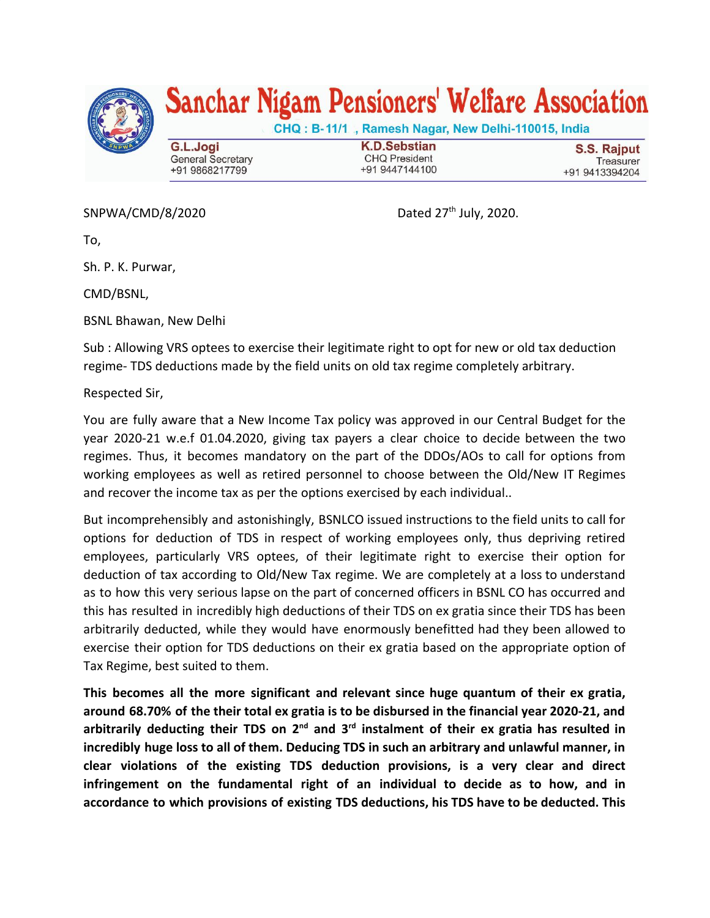# Sanchar Nigam Pensioners' Welfare Association

CHQ : B-11/1 , Ramesh Nagar, New Delhi-110015, India

| G.L.Jogi | K.D.Sebstian | S.S. Rajput |
|---|---|---|
| General Secretary | CHQ President | Treasurer |
| +91 9868217799 | +91 9447144100 | +91 9413394204 |

SNPWA/CMD/8/2020 Dated 27th July, 2020.

To,

Sh. P. K. Purwar,

CMD/BSNL,

BSNL Bhawan, New Delhi

Sub : Allowing VRS optees to exercise their legitimate right to opt for new or old tax deduction regime- TDS deductions made by the field units on old tax regime completely arbitrary.

Respected Sir,

You are fully aware that a New Income Tax policy was approved in our Central Budget for the year 2020-21 w.e.f 01.04.2020, giving tax payers a clear choice to decide between the two regimes. Thus, it becomes mandatory on the part of the DDOs/AOs to call for options from working employees as well as retired personnel to choose between the Old/New IT Regimes and recover the income tax as per the options exercised by each individual..

But incomprehensibly and astonishingly, BSNLCO issued instructions to the field units to call for options for deduction of TDS in respect of working employees only, thus depriving retired employees, particularly VRS optees, of their legitimate right to exercise their option for deduction of tax according to Old/New Tax regime. We are completely at a loss to understand as to how this very serious lapse on the part of concerned officers in BSNL CO has occurred and this has resulted in incredibly high deductions of their TDS on ex gratia since their TDS has been arbitrarily deducted, while they would have enormously benefitted had they been allowed to exercise their option for TDS deductions on their ex gratia based on the appropriate option of Tax Regime, best suited to them.

**This becomes all the more significant and relevant since huge quantum of their ex gratia, around 68.70% of the their total ex gratia is to be disbursed in the financial year 2020-21, and arbitrarily deducting their TDS on 2nd and 3rd instalment of their ex gratia has resulted in incredibly huge loss to all of them. Deducing TDS in such an arbitrary and unlawful manner, in clear violations of the existing TDS deduction provisions, is a very clear and direct infringement on the fundamental right of an individual to decide as to how, and in accordance to which provisions of existing TDS deductions, his TDS have to be deducted. This**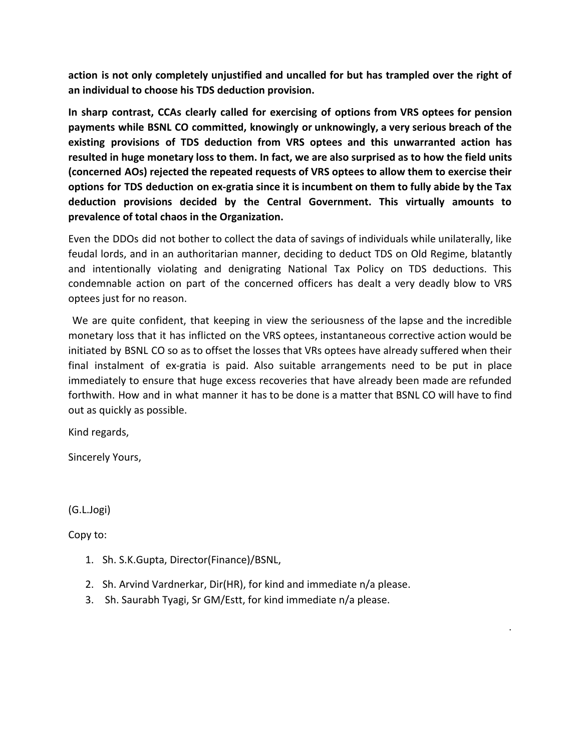**action is not only completely unjustified and uncalled for but has trampled over the right of an individual to choose his TDS deduction provision.**

**In sharp contrast, CCAs clearly called for exercising of options from VRS optees for pension payments while BSNL CO committed, knowingly or unknowingly, a very serious breach of the existing provisions of TDS deduction from VRS optees and this unwarranted action has resulted in huge monetary loss to them. In fact, we are also surprised as to how the field units (concerned AOs) rejected the repeated requests of VRS optees to allow them to exercise their options for TDS deduction on ex-gratia since it is incumbent on them to fully abide by the Tax deduction provisions decided by the Central Government. This virtually amounts to prevalence of total chaos in the Organization.**

Even the DDOs did not bother to collect the data of savings of individuals while unilaterally, like feudal lords, and in an authoritarian manner, deciding to deduct TDS on Old Regime, blatantly and intentionally violating and denigrating National Tax Policy on TDS deductions. This condemnable action on part of the concerned officers has dealt a very deadly blow to VRS optees just for no reason.

We are quite confident, that keeping in view the seriousness of the lapse and the incredible monetary loss that it has inflicted on the VRS optees, instantaneous corrective action would be initiated by BSNL CO so as to offset the losses that VRs optees have already suffered when their final instalment of ex-gratia is paid. Also suitable arrangements need to be put in place immediately to ensure that huge excess recoveries that have already been made are refunded forthwith. How and in what manner it has to be done is a matter that BSNL CO will have to find out as quickly as possible.

Kind regards,

Sincerely Yours,

(G.L.Jogi)

Copy to:

1. Sh. S.K.Gupta, Director(Finance)/BSNL,
2. Sh. Arvind Vardnerkar, Dir(HR), for kind and immediate n/a please.
3. Sh. Saurabh Tyagi, Sr GM/Estt, for kind immediate n/a please.